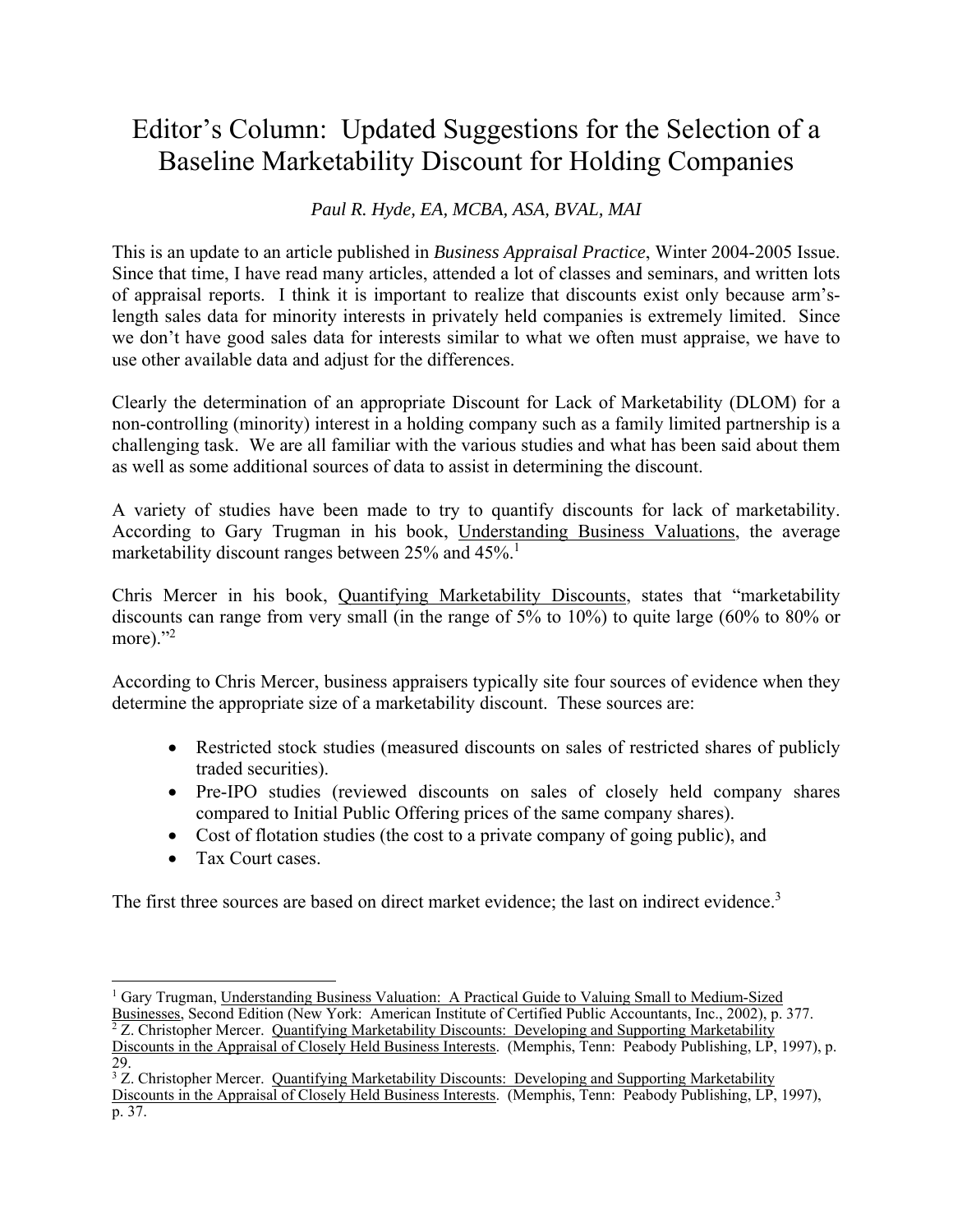# Editor's Column: Updated Suggestions for the Selection of a Baseline Marketability Discount for Holding Companies

*Paul R. Hyde, EA, MCBA, ASA, BVAL, MAI*

This is an update to an article published in *Business Appraisal Practice*, Winter 2004-2005 Issue. Since that time, I have read many articles, attended a lot of classes and seminars, and written lots of appraisal reports. I think it is important to realize that discounts exist only because arm's-length sales data for minority interests in privately held companies is extremely limited. Since we don't have good sales data for interests similar to what we often must appraise, we have to use other available data and adjust for the differences.

Clearly the determination of an appropriate Discount for Lack of Marketability (DLOM) for a non-controlling (minority) interest in a holding company such as a family limited partnership is a challenging task. We are all familiar with the various studies and what has been said about them as well as some additional sources of data to assist in determining the discount.

A variety of studies have been made to try to quantify discounts for lack of marketability. According to Gary Trugman in his book, Understanding Business Valuations, the average marketability discount ranges between 25% and 45%.[1]

Chris Mercer in his book, Quantifying Marketability Discounts, states that "marketability discounts can range from very small (in the range of 5% to 10%) to quite large (60% to 80% or more)."[2]

According to Chris Mercer, business appraisers typically site four sources of evidence when they determine the appropriate size of a marketability discount. These sources are:

- Restricted stock studies (measured discounts on sales of restricted shares of publicly traded securities).
- Pre-IPO studies (reviewed discounts on sales of closely held company shares compared to Initial Public Offering prices of the same company shares).
- Cost of flotation studies (the cost to a private company of going public), and
- Tax Court cases.

The first three sources are based on direct market evidence; the last on indirect evidence.[3]

---

[1] Gary Trugman, Understanding Business Valuation: A Practical Guide to Valuing Small to Medium-Sized Businesses, Second Edition (New York: American Institute of Certified Public Accountants, Inc., 2002), p. 377.

[2] Z. Christopher Mercer. Quantifying Marketability Discounts: Developing and Supporting Marketability Discounts in the Appraisal of Closely Held Business Interests. (Memphis, Tenn: Peabody Publishing, LP, 1997), p. 29.

[3] Z. Christopher Mercer. Quantifying Marketability Discounts: Developing and Supporting Marketability Discounts in the Appraisal of Closely Held Business Interests. (Memphis, Tenn: Peabody Publishing, LP, 1997), p. 37.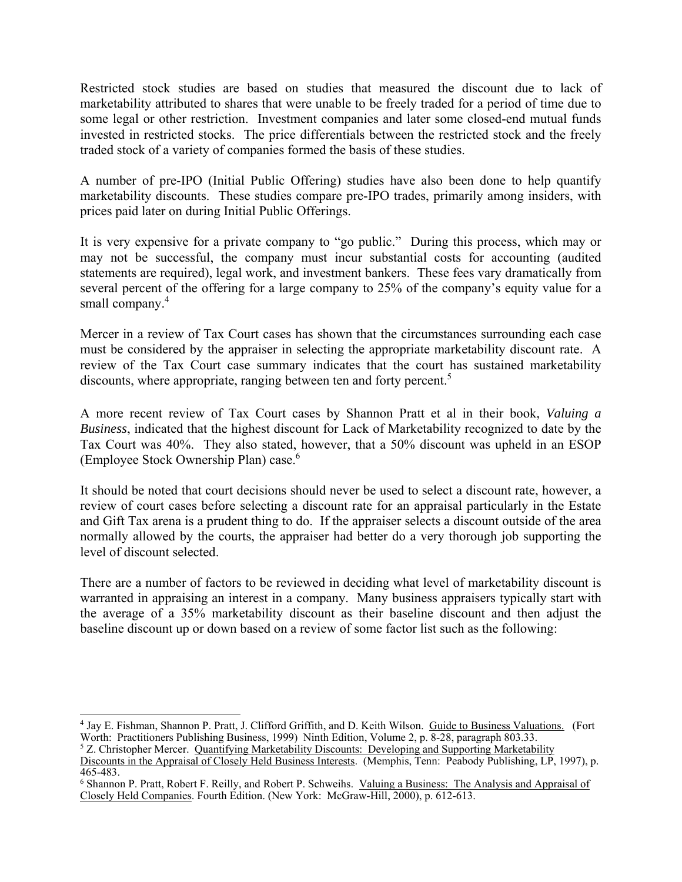Restricted stock studies are based on studies that measured the discount due to lack of marketability attributed to shares that were unable to be freely traded for a period of time due to some legal or other restriction. Investment companies and later some closed-end mutual funds invested in restricted stocks. The price differentials between the restricted stock and the freely traded stock of a variety of companies formed the basis of these studies.

A number of pre-IPO (Initial Public Offering) studies have also been done to help quantify marketability discounts. These studies compare pre-IPO trades, primarily among insiders, with prices paid later on during Initial Public Offerings.

It is very expensive for a private company to "go public." During this process, which may or may not be successful, the company must incur substantial costs for accounting (audited statements are required), legal work, and investment bankers. These fees vary dramatically from several percent of the offering for a large company to 25% of the company's equity value for a small company.[4]

Mercer in a review of Tax Court cases has shown that the circumstances surrounding each case must be considered by the appraiser in selecting the appropriate marketability discount rate. A review of the Tax Court case summary indicates that the court has sustained marketability discounts, where appropriate, ranging between ten and forty percent.[5]

A more recent review of Tax Court cases by Shannon Pratt et al in their book, *Valuing a Business*, indicated that the highest discount for Lack of Marketability recognized to date by the Tax Court was 40%. They also stated, however, that a 50% discount was upheld in an ESOP (Employee Stock Ownership Plan) case.[6]

It should be noted that court decisions should never be used to select a discount rate, however, a review of court cases before selecting a discount rate for an appraisal particularly in the Estate and Gift Tax arena is a prudent thing to do. If the appraiser selects a discount outside of the area normally allowed by the courts, the appraiser had better do a very thorough job supporting the level of discount selected.

There are a number of factors to be reviewed in deciding what level of marketability discount is warranted in appraising an interest in a company. Many business appraisers typically start with the average of a 35% marketability discount as their baseline discount and then adjust the baseline discount up or down based on a review of some factor list such as the following:

---

[4] Jay E. Fishman, Shannon P. Pratt, J. Clifford Griffith, and D. Keith Wilson. Guide to Business Valuations. (Fort Worth: Practitioners Publishing Business, 1999) Ninth Edition, Volume 2, p. 8-28, paragraph 803.33.

[5] Z. Christopher Mercer. Quantifying Marketability Discounts: Developing and Supporting Marketability Discounts in the Appraisal of Closely Held Business Interests. (Memphis, Tenn: Peabody Publishing, LP, 1997), p. 465-483.

[6] Shannon P. Pratt, Robert F. Reilly, and Robert P. Schweihs. Valuing a Business: The Analysis and Appraisal of Closely Held Companies. Fourth Edition. (New York: McGraw-Hill, 2000), p. 612-613.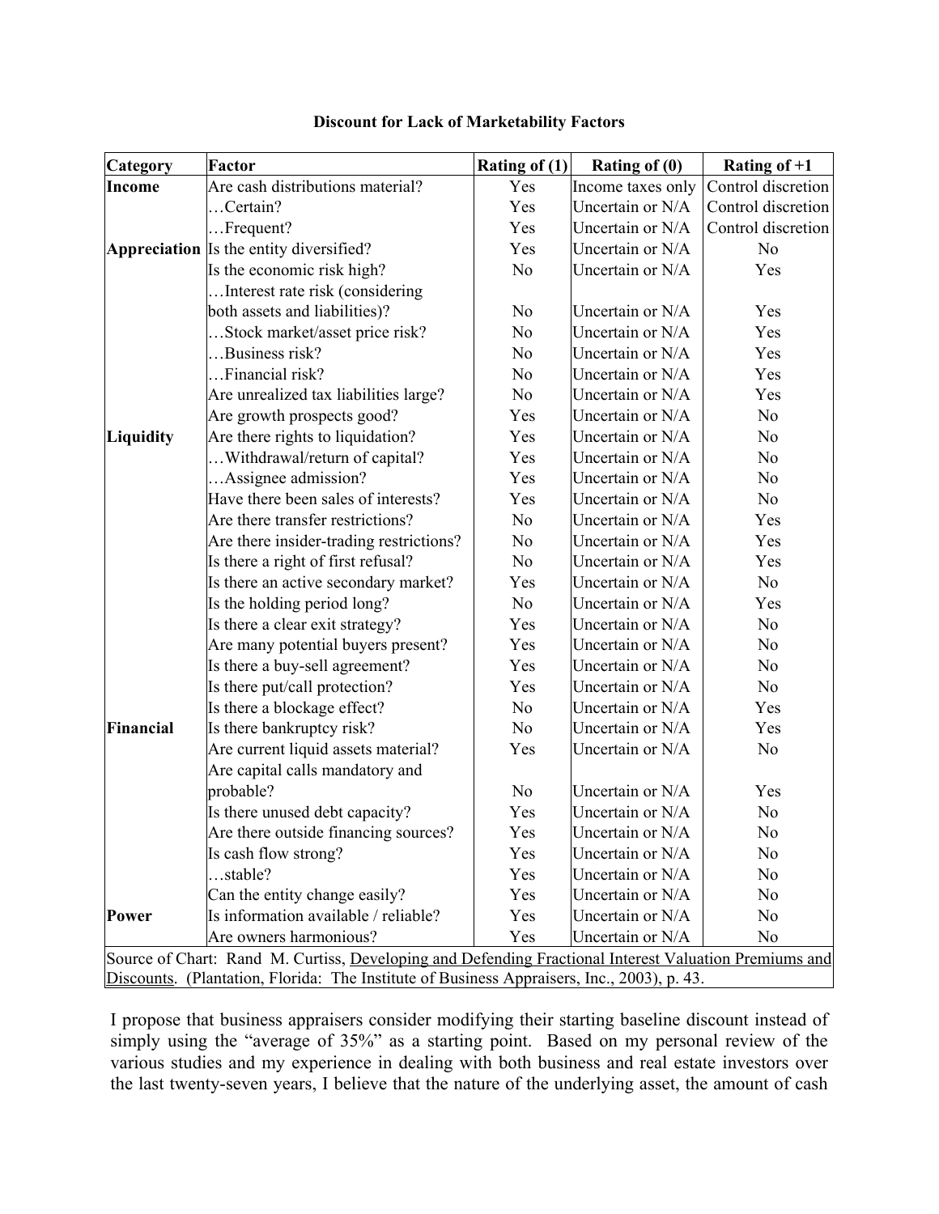**Discount for Lack of Marketability Factors**

| Category | Factor | Rating of (1) | Rating of (0) | Rating of +1 |
|---|---|---|---|---|
| **Income** | Are cash distributions material? | Yes | Income taxes only | Control discretion |
| | …Certain? | Yes | Uncertain or N/A | Control discretion |
| | …Frequent? | Yes | Uncertain or N/A | Control discretion |
| **Appreciation** | Is the entity diversified? | Yes | Uncertain or N/A | No |
| | Is the economic risk high? | No | Uncertain or N/A | Yes |
| | …Interest rate risk (considering both assets and liabilities)? | No | Uncertain or N/A | Yes |
| | …Stock market/asset price risk? | No | Uncertain or N/A | Yes |
| | …Business risk? | No | Uncertain or N/A | Yes |
| | …Financial risk? | No | Uncertain or N/A | Yes |
| | Are unrealized tax liabilities large? | No | Uncertain or N/A | Yes |
| | Are growth prospects good? | Yes | Uncertain or N/A | No |
| **Liquidity** | Are there rights to liquidation? | Yes | Uncertain or N/A | No |
| | …Withdrawal/return of capital? | Yes | Uncertain or N/A | No |
| | …Assignee admission? | Yes | Uncertain or N/A | No |
| | Have there been sales of interests? | Yes | Uncertain or N/A | No |
| | Are there transfer restrictions? | No | Uncertain or N/A | Yes |
| | Are there insider-trading restrictions? | No | Uncertain or N/A | Yes |
| | Is there a right of first refusal? | No | Uncertain or N/A | Yes |
| | Is there an active secondary market? | Yes | Uncertain or N/A | No |
| | Is the holding period long? | No | Uncertain or N/A | Yes |
| | Is there a clear exit strategy? | Yes | Uncertain or N/A | No |
| | Are many potential buyers present? | Yes | Uncertain or N/A | No |
| | Is there a buy-sell agreement? | Yes | Uncertain or N/A | No |
| | Is there put/call protection? | Yes | Uncertain or N/A | No |
| | Is there a blockage effect? | No | Uncertain or N/A | Yes |
| **Financial** | Is there bankruptcy risk? | No | Uncertain or N/A | Yes |
| | Are current liquid assets material? | Yes | Uncertain or N/A | No |
| | Are capital calls mandatory and probable? | No | Uncertain or N/A | Yes |
| | Is there unused debt capacity? | Yes | Uncertain or N/A | No |
| | Are there outside financing sources? | Yes | Uncertain or N/A | No |
| | Is cash flow strong? | Yes | Uncertain or N/A | No |
| | …stable? | Yes | Uncertain or N/A | No |
| | Can the entity change easily? | Yes | Uncertain or N/A | No |
| **Power** | Is information available / reliable? | Yes | Uncertain or N/A | No |
| | Are owners harmonious? | Yes | Uncertain or N/A | No |

Source of Chart: Rand M. Curtiss, Developing and Defending Fractional Interest Valuation Premiums and Discounts. (Plantation, Florida: The Institute of Business Appraisers, Inc., 2003), p. 43.

I propose that business appraisers consider modifying their starting baseline discount instead of simply using the "average of 35%" as a starting point. Based on my personal review of the various studies and my experience in dealing with both business and real estate investors over the last twenty-seven years, I believe that the nature of the underlying asset, the amount of cash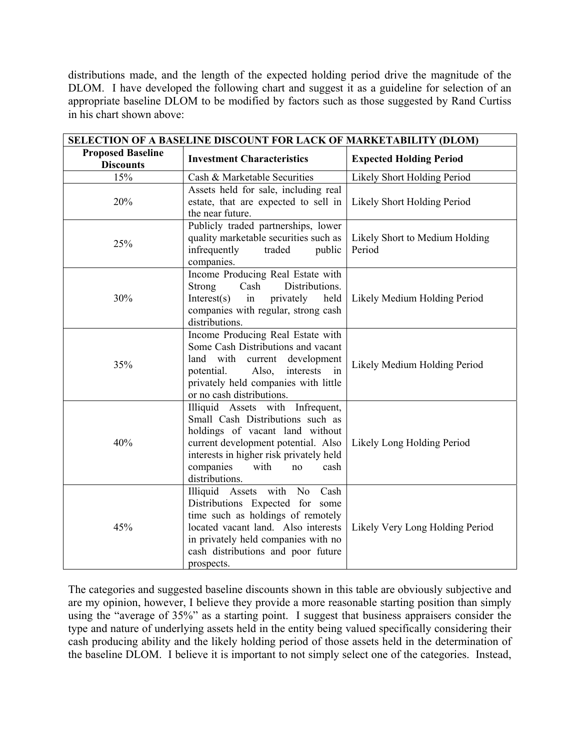distributions made, and the length of the expected holding period drive the magnitude of the DLOM. I have developed the following chart and suggest it as a guideline for selection of an appropriate baseline DLOM to be modified by factors such as those suggested by Rand Curtiss in his chart shown above:

| **SELECTION OF A BASELINE DISCOUNT FOR LACK OF MARKETABILITY (DLOM)** | | |
|---|---|---|
| **Proposed Baseline Discounts** | **Investment Characteristics** | **Expected Holding Period** |
| 15% | Cash & Marketable Securities | Likely Short Holding Period |
| 20% | Assets held for sale, including real estate, that are expected to sell in the near future. | Likely Short Holding Period |
| 25% | Publicly traded partnerships, lower quality marketable securities such as infrequently traded public companies. | Likely Short to Medium Holding Period |
| 30% | Income Producing Real Estate with Strong Cash Distributions. Interest(s) in privately held companies with regular, strong cash distributions. | Likely Medium Holding Period |
| 35% | Income Producing Real Estate with Some Cash Distributions and vacant land with current development potential. Also, interests in privately held companies with little or no cash distributions. | Likely Medium Holding Period |
| 40% | Illiquid Assets with Infrequent, Small Cash Distributions such as holdings of vacant land without current development potential. Also interests in higher risk privately held companies with no cash distributions. | Likely Long Holding Period |
| 45% | Illiquid Assets with No Cash Distributions Expected for some time such as holdings of remotely located vacant land. Also interests in privately held companies with no cash distributions and poor future prospects. | Likely Very Long Holding Period |

The categories and suggested baseline discounts shown in this table are obviously subjective and are my opinion, however, I believe they provide a more reasonable starting position than simply using the "average of 35%" as a starting point. I suggest that business appraisers consider the type and nature of underlying assets held in the entity being valued specifically considering their cash producing ability and the likely holding period of those assets held in the determination of the baseline DLOM. I believe it is important to not simply select one of the categories. Instead,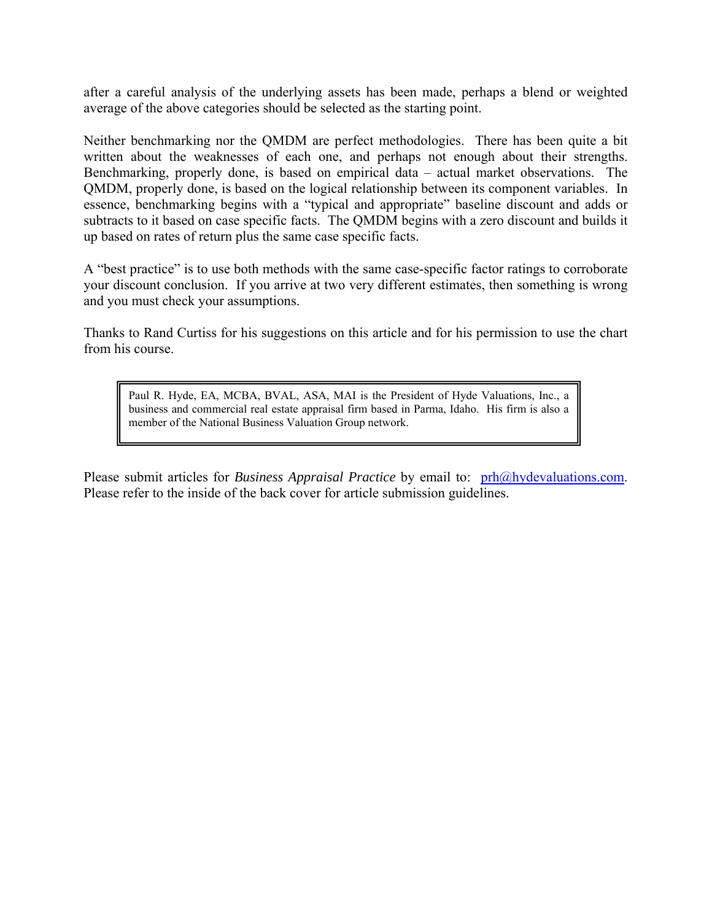after a careful analysis of the underlying assets has been made, perhaps a blend or weighted average of the above categories should be selected as the starting point.

Neither benchmarking nor the QMDM are perfect methodologies. There has been quite a bit written about the weaknesses of each one, and perhaps not enough about their strengths. Benchmarking, properly done, is based on empirical data – actual market observations. The QMDM, properly done, is based on the logical relationship between its component variables. In essence, benchmarking begins with a "typical and appropriate" baseline discount and adds or subtracts to it based on case specific facts. The QMDM begins with a zero discount and builds it up based on rates of return plus the same case specific facts.

A "best practice" is to use both methods with the same case-specific factor ratings to corroborate your discount conclusion. If you arrive at two very different estimates, then something is wrong and you must check your assumptions.

Thanks to Rand Curtiss for his suggestions on this article and for his permission to use the chart from his course.

> Paul R. Hyde, EA, MCBA, BVAL, ASA, MAI is the President of Hyde Valuations, Inc., a business and commercial real estate appraisal firm based in Parma, Idaho. His firm is also a member of the National Business Valuation Group network.

Please submit articles for *Business Appraisal Practice* by email to: prh@hydevaluations.com. Please refer to the inside of the back cover for article submission guidelines.